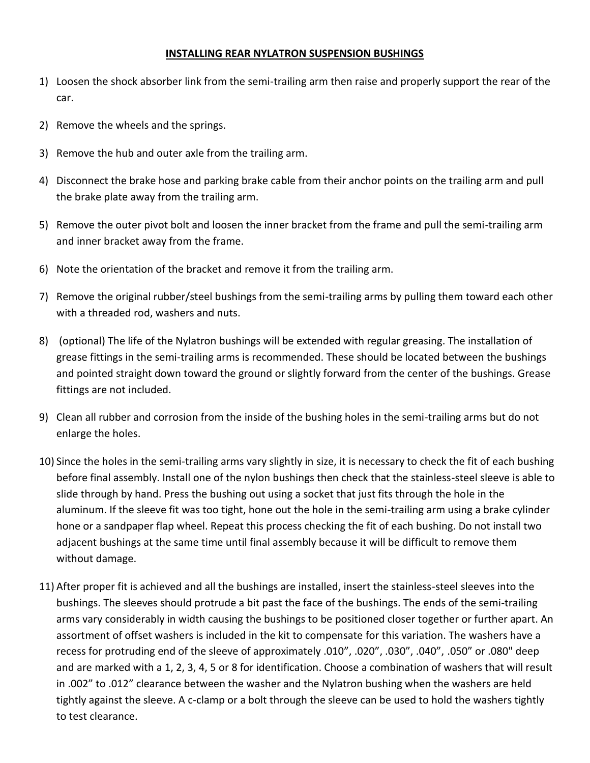## INSTALLING REAR NYLATRON SUSPENSION BUSHINGS

1) Loosen the shock absorber link from the semi-trailing arm then raise and properly support the rear of the car.
2) Remove the wheels and the springs.
3) Remove the hub and outer axle from the trailing arm.
4) Disconnect the brake hose and parking brake cable from their anchor points on the trailing arm and pull the brake plate away from the trailing arm.
5) Remove the outer pivot bolt and loosen the inner bracket from the frame and pull the semi-trailing arm and inner bracket away from the frame.
6) Note the orientation of the bracket and remove it from the trailing arm.
7) Remove the original rubber/steel bushings from the semi-trailing arms by pulling them toward each other with a threaded rod, washers and nuts.
8) (optional) The life of the Nylatron bushings will be extended with regular greasing. The installation of grease fittings in the semi-trailing arms is recommended. These should be located between the bushings and pointed straight down toward the ground or slightly forward from the center of the bushings. Grease fittings are not included.
9) Clean all rubber and corrosion from the inside of the bushing holes in the semi-trailing arms but do not enlarge the holes.
10) Since the holes in the semi-trailing arms vary slightly in size, it is necessary to check the fit of each bushing before final assembly. Install one of the nylon bushings then check that the stainless-steel sleeve is able to slide through by hand. Press the bushing out using a socket that just fits through the hole in the aluminum. If the sleeve fit was too tight, hone out the hole in the semi-trailing arm using a brake cylinder hone or a sandpaper flap wheel. Repeat this process checking the fit of each bushing. Do not install two adjacent bushings at the same time until final assembly because it will be difficult to remove them without damage.
11) After proper fit is achieved and all the bushings are installed, insert the stainless-steel sleeves into the bushings. The sleeves should protrude a bit past the face of the bushings. The ends of the semi-trailing arms vary considerably in width causing the bushings to be positioned closer together or further apart. An assortment of offset washers is included in the kit to compensate for this variation. The washers have a recess for protruding end of the sleeve of approximately .010", .020", .030", .040", .050" or .080" deep and are marked with a 1, 2, 3, 4, 5 or 8 for identification. Choose a combination of washers that will result in .002" to .012" clearance between the washer and the Nylatron bushing when the washers are held tightly against the sleeve. A c-clamp or a bolt through the sleeve can be used to hold the washers tightly to test clearance.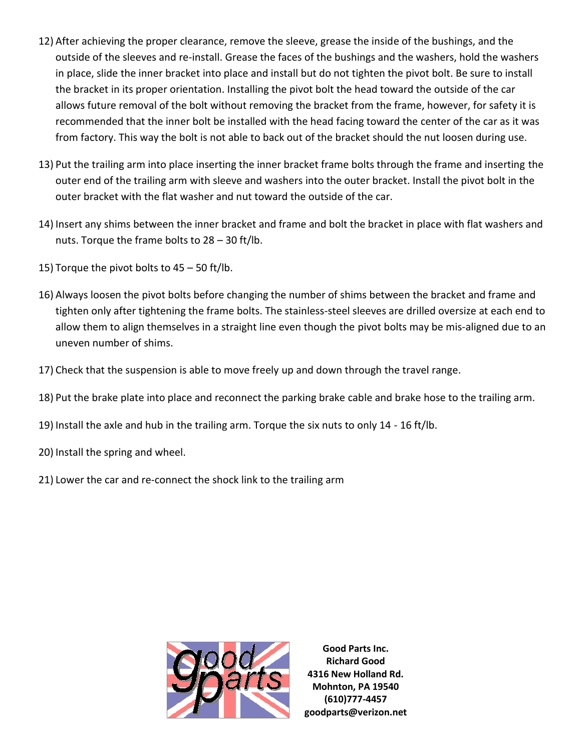12) After achieving the proper clearance, remove the sleeve, grease the inside of the bushings, and the outside of the sleeves and re-install. Grease the faces of the bushings and the washers, hold the washers in place, slide the inner bracket into place and install but do not tighten the pivot bolt. Be sure to install the bracket in its proper orientation. Installing the pivot bolt the head toward the outside of the car allows future removal of the bolt without removing the bracket from the frame, however, for safety it is recommended that the inner bolt be installed with the head facing toward the center of the car as it was from factory. This way the bolt is not able to back out of the bracket should the nut loosen during use.

13) Put the trailing arm into place inserting the inner bracket frame bolts through the frame and inserting the outer end of the trailing arm with sleeve and washers into the outer bracket. Install the pivot bolt in the outer bracket with the flat washer and nut toward the outside of the car.

14) Insert any shims between the inner bracket and frame and bolt the bracket in place with flat washers and nuts. Torque the frame bolts to 28 – 30 ft/lb.

15) Torque the pivot bolts to 45 – 50 ft/lb.

16) Always loosen the pivot bolts before changing the number of shims between the bracket and frame and tighten only after tightening the frame bolts. The stainless-steel sleeves are drilled oversize at each end to allow them to align themselves in a straight line even though the pivot bolts may be mis-aligned due to an uneven number of shims.

17) Check that the suspension is able to move freely up and down through the travel range.

18) Put the brake plate into place and reconnect the parking brake cable and brake hose to the trailing arm.

19) Install the axle and hub in the trailing arm. Torque the six nuts to only 14 - 16 ft/lb.

20) Install the spring and wheel.

21) Lower the car and re-connect the shock link to the trailing arm

**Good Parts Inc.**
**Richard Good**
**4316 New Holland Rd.**
**Mohnton, PA 19540**
**(610)777-4457**
**goodparts@verizon.net**